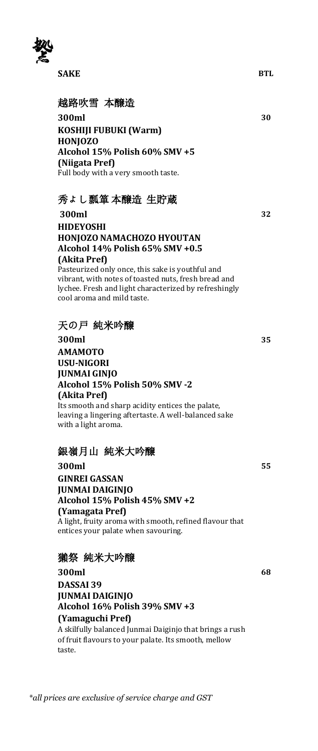**SAKE** **BTL**

## 越路吹雪 本醸造

**300ml** **30**

**KOSHIJI FUBUKI (Warm)**
**HONJOZO**
**Alcohol 15% Polish 60% SMV +5**
**(Niigata Pref)**
Full body with a very smooth taste.

## 秀よし 瓢箪 本醸造 生貯蔵

**300ml** **32**

**HIDEYOSHI**
**HONJOZO NAMACHOZO HYOUTAN**
**Alcohol 14% Polish 65% SMV +0.5**
**(Akita Pref)**
Pasteurized only once, this sake is youthful and vibrant, with notes of toasted nuts, fresh bread and lychee. Fresh and light characterized by refreshingly cool aroma and mild taste.

## 天の戸 純米吟醸

**300ml** **35**

**AMAMOTO**
**USU-NIGORI**
**JUNMAI GINJO**
**Alcohol 15% Polish 50% SMV -2**
**(Akita Pref)**
Its smooth and sharp acidity entices the palate, leaving a lingering aftertaste. A well-balanced sake with a light aroma.

## 銀嶺月山 純米大吟醸

**300ml** **55**

**GINREI GASSAN**
**JUNMAI DAIGINJO**
**Alcohol 15% Polish 45% SMV +2**
**(Yamagata Pref)**
A light, fruity aroma with smooth, refined flavour that entices your palate when savouring.

## 獺祭 純米大吟醸

**300ml** **68**

**DASSAI 39**
**JUNMAI DAIGINJO**
**Alcohol 16% Polish 39% SMV +3**
**(Yamaguchi Pref)**
A skilfully balanced Junmai Daiginjo that brings a rush of fruit flavours to your palate. Its smooth, mellow taste.

*\*all prices are exclusive of service charge and GST*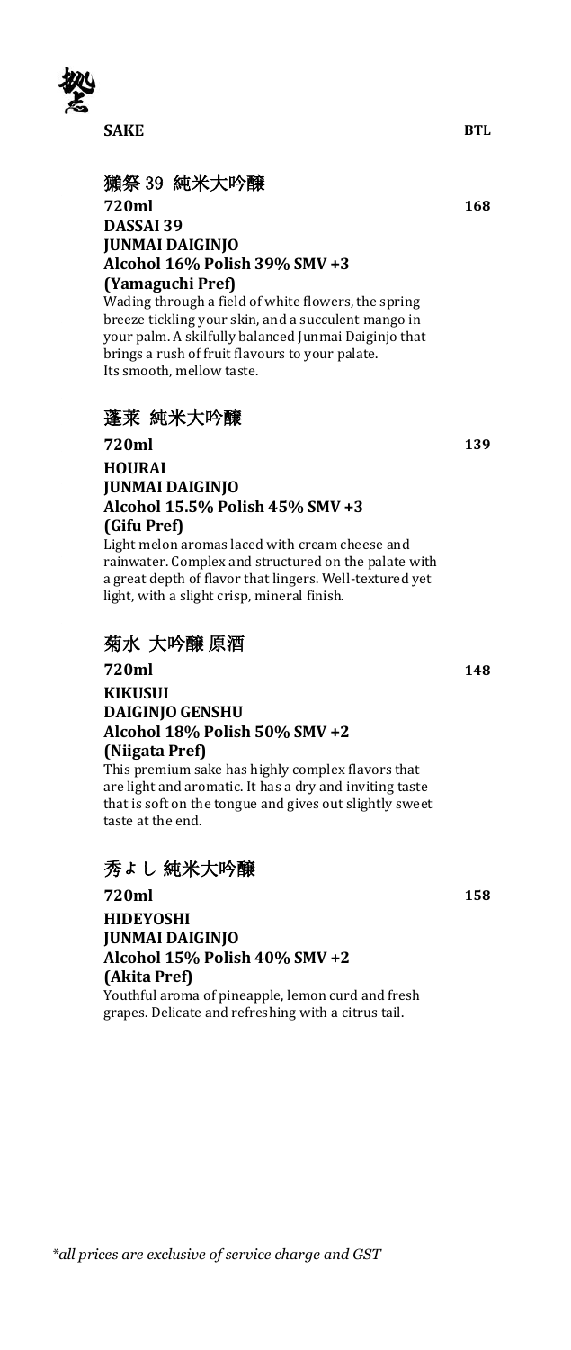## SAKE — BTL

### 獺祭 39 純米大吟醸

**720ml** — **168**

**DASSAI 39**
**JUNMAI DAIGINJO**
**Alcohol 16% Polish 39% SMV +3**
**(Yamaguchi Pref)**

Wading through a field of white flowers, the spring breeze tickling your skin, and a succulent mango in your palm. A skilfully balanced Junmai Daiginjo that brings a rush of fruit flavours to your palate. Its smooth, mellow taste.

### 蓬莱 純米大吟醸

**720ml** — **139**

**HOURAI**
**JUNMAI DAIGINJO**
**Alcohol 15.5% Polish 45% SMV +3**
**(Gifu Pref)**

Light melon aromas laced with cream cheese and rainwater. Complex and structured on the palate with a great depth of flavor that lingers. Well-textured yet light, with a slight crisp, mineral finish.

### 菊水 大吟醸 原酒

**720ml** — **148**

**KIKUSUI**
**DAIGINJO GENSHU**
**Alcohol 18% Polish 50% SMV +2**
**(Niigata Pref)**

This premium sake has highly complex flavors that are light and aromatic. It has a dry and inviting taste that is soft on the tongue and gives out slightly sweet taste at the end.

### 秀よし 純米大吟醸

**720ml** — **158**

**HIDEYOSHI**
**JUNMAI DAIGINJO**
**Alcohol 15% Polish 40% SMV +2**
**(Akita Pref)**

Youthful aroma of pineapple, lemon curd and fresh grapes. Delicate and refreshing with a citrus tail.

*\*all prices are exclusive of service charge and GST*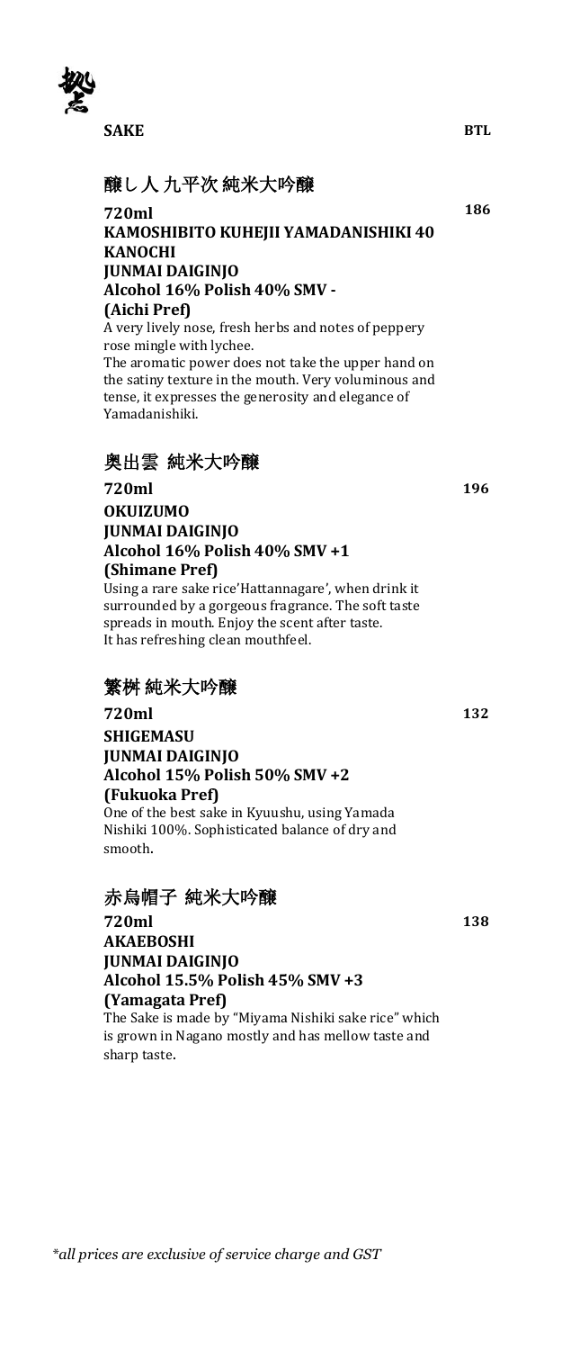**SAKE** **BTL**

## 醸し人 九平次 純米大吟醸

**720ml** **186**

**KAMOSHIBITO KUHEJII YAMADANISHIKI 40 KANOCHI**
**JUNMAI DAIGINJO**
**Alcohol 16% Polish 40% SMV -**
**(Aichi Pref)**

A very lively nose, fresh herbs and notes of peppery rose mingle with lychee.
The aromatic power does not take the upper hand on the satiny texture in the mouth. Very voluminous and tense, it expresses the generosity and elegance of Yamadanishiki.

## 奥出雲 純米大吟醸

**720ml** **196**

**OKUIZUMO**
**JUNMAI DAIGINJO**
**Alcohol 16% Polish 40% SMV +1**
**(Shimane Pref)**

Using a rare sake rice'Hattannagare', when drink it surrounded by a gorgeous fragrance. The soft taste spreads in mouth. Enjoy the scent after taste.
It has refreshing clean mouthfeel.

## 繁桝 純米大吟醸

**720ml** **132**

**SHIGEMASU**
**JUNMAI DAIGINJO**
**Alcohol 15% Polish 50% SMV +2**
**(Fukuoka Pref)**

One of the best sake in Kyuushu, using Yamada Nishiki 100%. Sophisticated balance of dry and smooth.

## 赤烏帽子 純米大吟醸

**720ml** **138**

**AKAEBOSHI**
**JUNMAI DAIGINJO**
**Alcohol 15.5% Polish 45% SMV +3**
**(Yamagata Pref)**

The Sake is made by "Miyama Nishiki sake rice" which is grown in Nagano mostly and has mellow taste and sharp taste.

*\*all prices are exclusive of service charge and GST*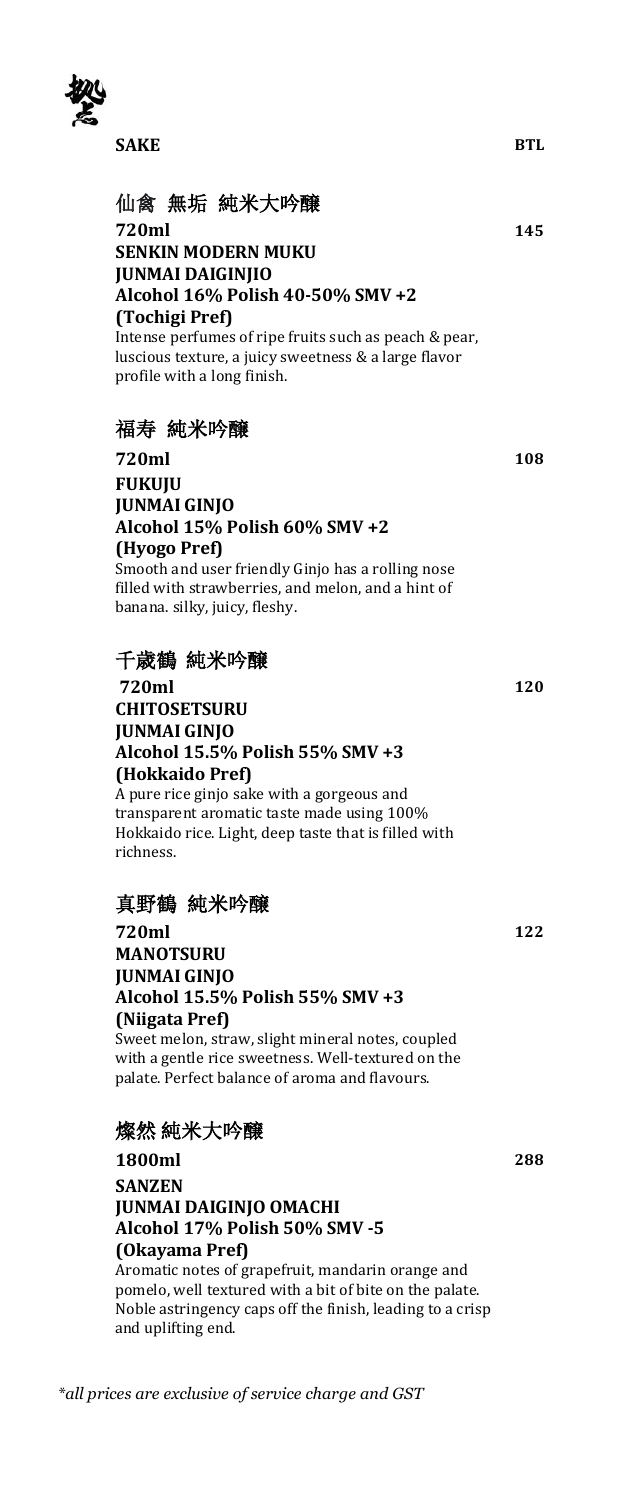**SAKE** **BTL**

### 仙禽 無垢 純米大吟醸

**720ml** **145**

**SENKIN MODERN MUKU**
**JUNMAI DAIGINJIO**
**Alcohol 16% Polish 40-50% SMV +2**
**(Tochigi Pref)**

Intense perfumes of ripe fruits such as peach & pear, luscious texture, a juicy sweetness & a large flavor profile with a long finish.

### 福寿 純米吟醸

**720ml** **108**

**FUKUJU**
**JUNMAI GINJO**
**Alcohol 15% Polish 60% SMV +2**
**(Hyogo Pref)**

Smooth and user friendly Ginjo has a rolling nose filled with strawberries, and melon, and a hint of banana. silky, juicy, fleshy.

### 千歳鶴 純米吟醸

**720ml** **120**

**CHITOSETSURU**
**JUNMAI GINJO**
**Alcohol 15.5% Polish 55% SMV +3**
**(Hokkaido Pref)**

A pure rice ginjo sake with a gorgeous and transparent aromatic taste made using 100% Hokkaido rice. Light, deep taste that is filled with richness.

### 真野鶴 純米吟醸

**720ml** **122**

**MANOTSURU**
**JUNMAI GINJO**
**Alcohol 15.5% Polish 55% SMV +3**
**(Niigata Pref)**

Sweet melon, straw, slight mineral notes, coupled with a gentle rice sweetness. Well-textured on the palate. Perfect balance of aroma and flavours.

### 燦然 純米大吟醸

**1800ml** **288**

**SANZEN**
**JUNMAI DAIGINJO OMACHI**
**Alcohol 17% Polish 50% SMV -5**
**(Okayama Pref)**

Aromatic notes of grapefruit, mandarin orange and pomelo, well textured with a bit of bite on the palate. Noble astringency caps off the finish, leading to a crisp and uplifting end.

*\*all prices are exclusive of service charge and GST*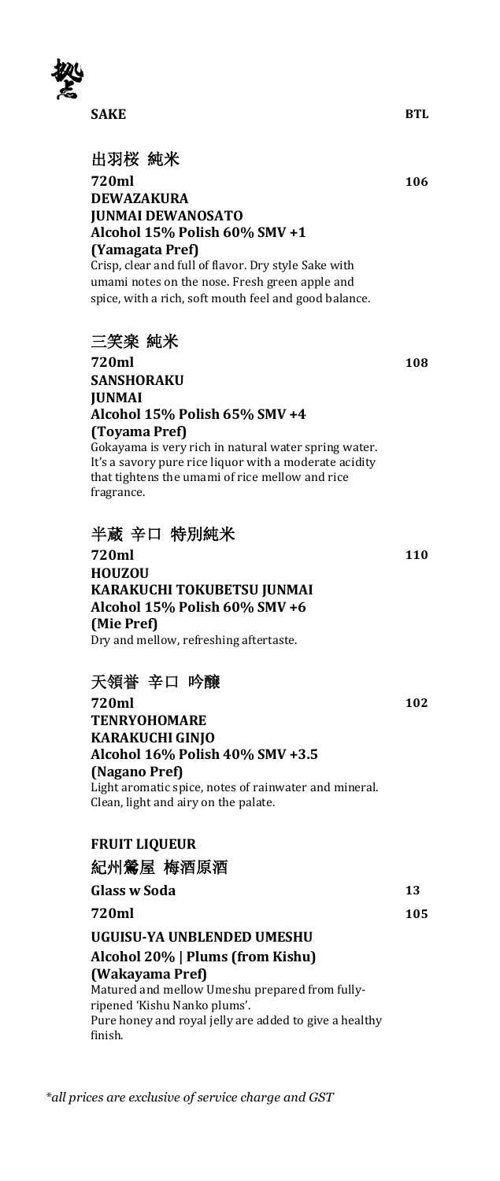**SAKE** **BTL**

### 出羽桜 純米

**720ml** **106**

**DEWAZAKURA**
**JUNMAI DEWANOSATO**
**Alcohol 15% Polish 60% SMV +1**
**(Yamagata Pref)**

Crisp, clear and full of flavor. Dry style Sake with umami notes on the nose. Fresh green apple and spice, with a rich, soft mouth feel and good balance.

### 三笑楽 純米

**720ml** **108**

**SANSHORAKU**
**JUNMAI**
**Alcohol 15% Polish 65% SMV +4**
**(Toyama Pref)**

Gokayama is very rich in natural water spring water. It's a savory pure rice liquor with a moderate acidity that tightens the umami of rice mellow and rice fragrance.

### 半蔵 辛口 特別純米

**720ml** **110**

**HOUZOU**
**KARAKUCHI TOKUBETSU JUNMAI**
**Alcohol 15% Polish 60% SMV +6**
**(Mie Pref)**

Dry and mellow, refreshing aftertaste.

### 天領誉 辛口 吟醸

**720ml** **102**

**TENRYOHOMARE**
**KARAKUCHI GINJO**
**Alcohol 16% Polish 40% SMV +3.5**
**(Nagano Pref)**

Light aromatic spice, notes of rainwater and mineral. Clean, light and airy on the palate.

**FRUIT LIQUEUR**

### 紀州鶯屋 梅酒原酒

**Glass w Soda** **13**

**720ml** **105**

**UGUISU-YA UNBLENDED UMESHU**
**Alcohol 20% | Plums (from Kishu)**
**(Wakayama Pref)**

Matured and mellow Umeshu prepared from fully-ripened 'Kishu Nanko plums'.
Pure honey and royal jelly are added to give a healthy finish.

*\*all prices are exclusive of service charge and GST*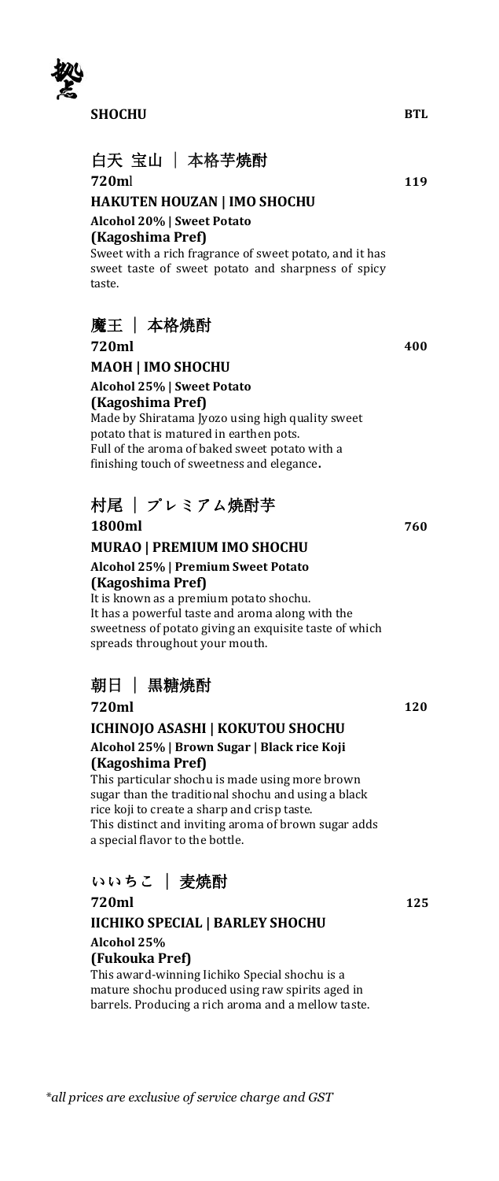## SHOCHU

**BTL**

### 白天 宝山 ｜ 本格芋焼酎

**720m**l — **119**

**HAKUTEN HOUZAN | IMO SHOCHU**

**Alcohol 20% | Sweet Potato**
**(Kagoshima Pref)**

Sweet with a rich fragrance of sweet potato, and it has sweet taste of sweet potato and sharpness of spicy taste.

### 魔王 ｜ 本格焼酎

**720ml** — **400**

**MAOH | IMO SHOCHU**

**Alcohol 25% | Sweet Potato**
**(Kagoshima Pref)**

Made by Shiratama Jyozo using high quality sweet potato that is matured in earthen pots.
Full of the aroma of baked sweet potato with a finishing touch of sweetness and elegance.

### 村尾 ｜ プレミアム焼酎芋

**1800ml** — **760**

**MURAO | PREMIUM IMO SHOCHU**

**Alcohol 25% | Premium Sweet Potato**
**(Kagoshima Pref)**

It is known as a premium potato shochu.
It has a powerful taste and aroma along with the sweetness of potato giving an exquisite taste of which spreads throughout your mouth.

### 朝日 ｜ 黒糖焼酎

**720ml** — **120**

**ICHINOJO ASASHI | KOKUTOU SHOCHU**

**Alcohol 25% | Brown Sugar | Black rice Koji**
**(Kagoshima Pref)**

This particular shochu is made using more brown sugar than the traditional shochu and using a black rice koji to create a sharp and crisp taste.
This distinct and inviting aroma of brown sugar adds a special flavor to the bottle.

### いいちこ ｜ 麦焼酎

**720ml** — **125**

**IICHIKO SPECIAL | BARLEY SHOCHU**

**Alcohol 25%**
**(Fukouka Pref)**

This award-winning Iichiko Special shochu is a mature shochu produced using raw spirits aged in barrels. Producing a rich aroma and a mellow taste.

*\*all prices are exclusive of service charge and GST*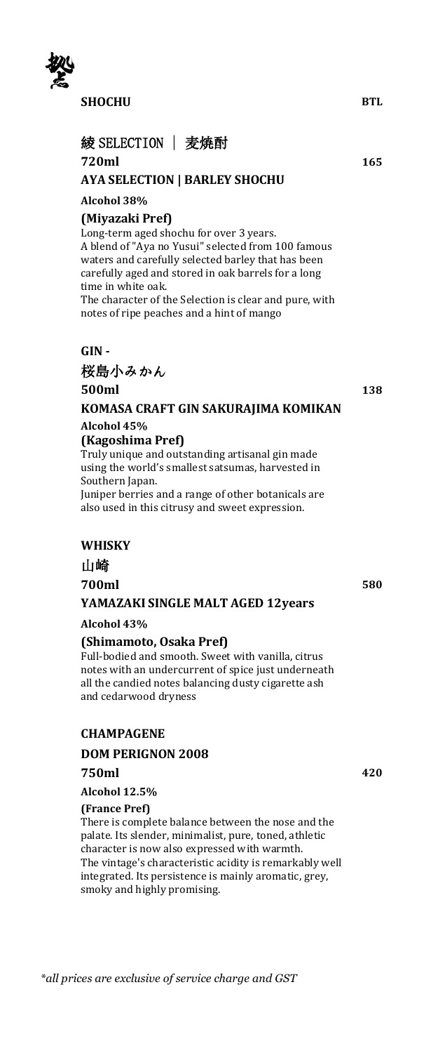## SHOCHU **BTL**

### 綾 SELECTION ｜ 麦焼酎

**720ml** **165**

**AYA SELECTION | BARLEY SHOCHU**

**Alcohol 38%**

**(Miyazaki Pref)**

Long-term aged shochu for over 3 years.
A blend of "Aya no Yusui" selected from 100 famous waters and carefully selected barley that has been carefully aged and stored in oak barrels for a long time in white oak.
The character of the Selection is clear and pure, with notes of ripe peaches and a hint of mango

## GIN -

### 桜島小みかん

**500ml** **138**

**KOMASA CRAFT GIN SAKURAJIMA KOMIKAN**

**Alcohol 45%**

**(Kagoshima Pref)**

Truly unique and outstanding artisanal gin made using the world's smallest satsumas, harvested in Southern Japan.
Juniper berries and a range of other botanicals are also used in this citrusy and sweet expression.

## WHISKY

### 山崎

**700ml** **580**

**YAMAZAKI SINGLE MALT AGED 12years**

**Alcohol 43%**

**(Shimamoto, Osaka Pref)**

Full-bodied and smooth. Sweet with vanilla, citrus notes with an undercurrent of spice just underneath all the candied notes balancing dusty cigarette ash and cedarwood dryness

## CHAMPAGENE

### DOM PERIGNON 2008

**750ml** **420**

**Alcohol 12.5%**

**(France Pref)**

There is complete balance between the nose and the palate. Its slender, minimalist, pure, toned, athletic character is now also expressed with warmth.
The vintage's characteristic acidity is remarkably well integrated. Its persistence is mainly aromatic, grey, smoky and highly promising.

*\*all prices are exclusive of service charge and GST*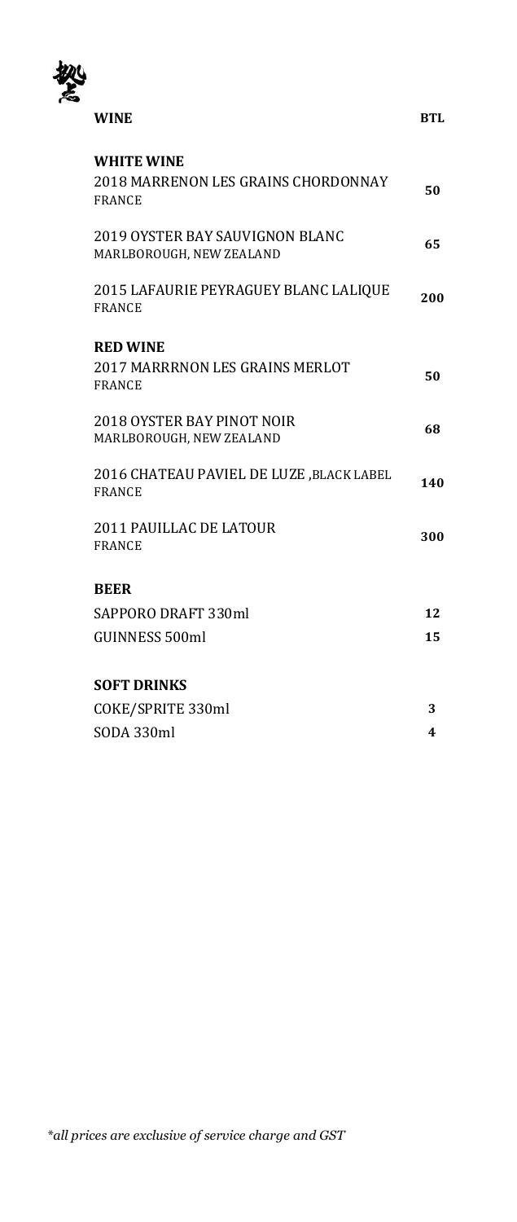| **WINE** | **BTL** |
|---|---|
| **WHITE WINE** | |
| 2018 MARRENON LES GRAINS CHORDONNAY<br>FRANCE | **50** |
| 2019 OYSTER BAY SAUVIGNON BLANC<br>MARLBOROUGH, NEW ZEALAND | **65** |
| 2015 LAFAURIE PEYRAGUEY BLANC LALIQUE<br>FRANCE | **200** |
| **RED WINE** | |
| 2017 MARRRNON LES GRAINS MERLOT<br>FRANCE | **50** |
| 2018 OYSTER BAY PINOT NOIR<br>MARLBOROUGH, NEW ZEALAND | **68** |
| 2016 CHATEAU PAVIEL DE LUZE ,BLACK LABEL<br>FRANCE | **140** |
| 2011 PAUILLAC DE LATOUR<br>FRANCE | **300** |
| **BEER** | |
| SAPPORO DRAFT 330ml | **12** |
| GUINNESS 500ml | **15** |
| **SOFT DRINKS** | |
| COKE/SPRITE 330ml | **3** |
| SODA 330ml | **4** |

*\*all prices are exclusive of service charge and GST*